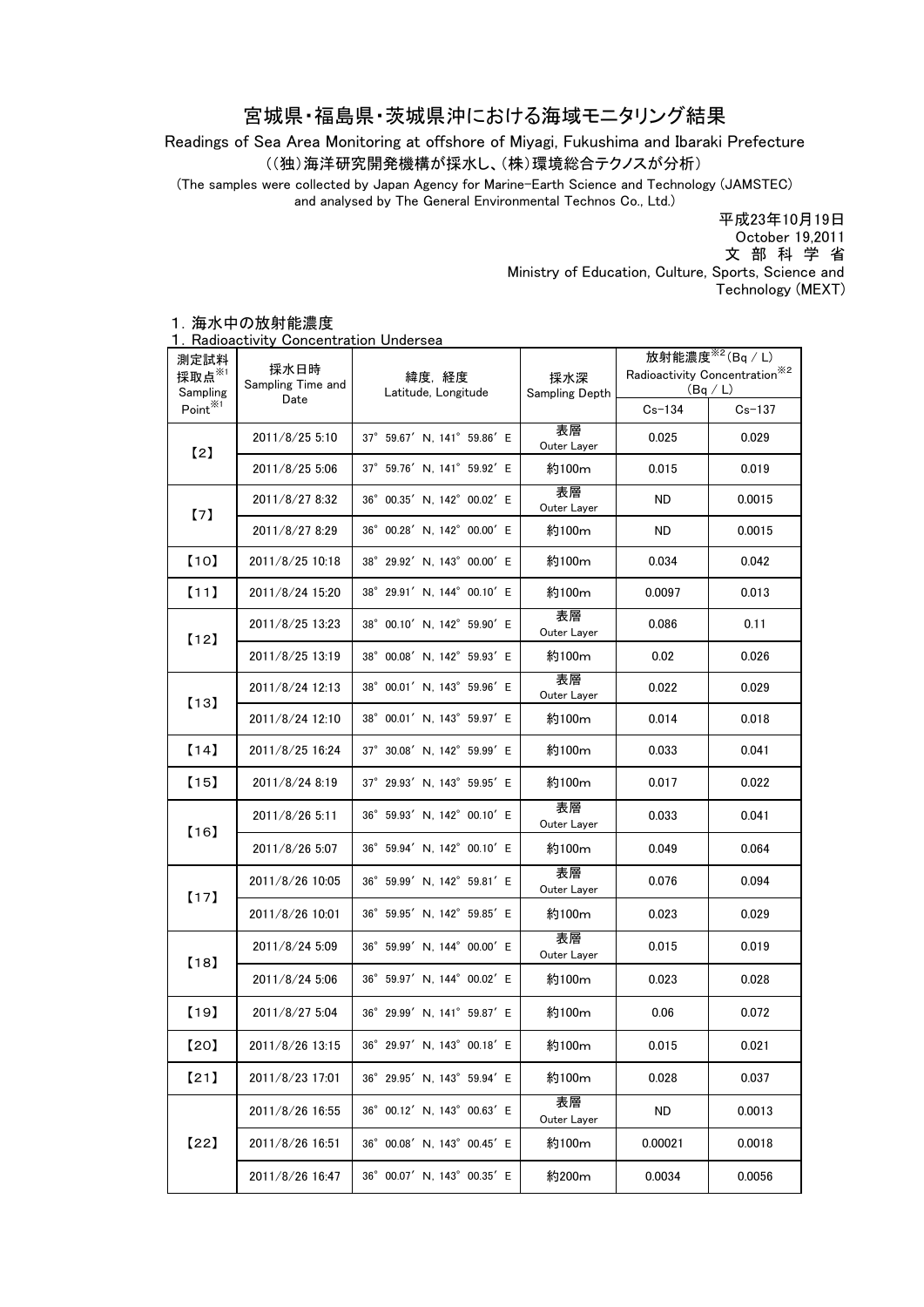# 宮城県・福島県・茨城県沖における海域モニタリング結果

Readings of Sea Area Monitoring at offshore of Miyagi, Fukushima and Ibaraki Prefecture

((独)海洋研究開発機構が採水し、(株)環境総合テクノスが分析)

(The samples were collected by Japan Agency for Marine-Earth Science and Technology (JAMSTEC) and analysed by The General Environmental Technos Co., Ltd.)

平成23年10月19日
October 19,2011
文 部 科 学 省
Ministry of Education, Culture, Sports, Science and Technology (MEXT)

## 1. 海水中の放射能濃度
## 1. Radioactivity Concentration Undersea

| 測定試料採取点※1 Sampling Point※1 | 採水日時 Sampling Time and Date | 緯度, 経度 Latitude, Longitude | 採水深 Sampling Depth | 放射能濃度※2 (Bq / L) Radioactivity Concentration※2 (Bq / L) | |
|---|---|---|---|---|---|
| | | | | Cs-134 | Cs-137 |
| 【2】 | 2011/8/25 5:10 | 37° 59.67′ N, 141° 59.86′ E | 表層 Outer Layer | 0.025 | 0.029 |
| | 2011/8/25 5:06 | 37° 59.76′ N, 141° 59.92′ E | 約100m | 0.015 | 0.019 |
| 【7】 | 2011/8/27 8:32 | 36° 00.35′ N, 142° 00.02′ E | 表層 Outer Layer | ND | 0.0015 |
| | 2011/8/27 8:29 | 36° 00.28′ N, 142° 00.00′ E | 約100m | ND | 0.0015 |
| 【10】 | 2011/8/25 10:18 | 38° 29.92′ N, 143° 00.00′ E | 約100m | 0.034 | 0.042 |
| 【11】 | 2011/8/24 15:20 | 38° 29.91′ N, 144° 00.10′ E | 約100m | 0.0097 | 0.013 |
| 【12】 | 2011/8/25 13:23 | 38° 00.10′ N, 142° 59.90′ E | 表層 Outer Layer | 0.086 | 0.11 |
| | 2011/8/25 13:19 | 38° 00.08′ N, 142° 59.93′ E | 約100m | 0.02 | 0.026 |
| 【13】 | 2011/8/24 12:13 | 38° 00.01′ N, 143° 59.96′ E | 表層 Outer Layer | 0.022 | 0.029 |
| | 2011/8/24 12:10 | 38° 00.01′ N, 143° 59.97′ E | 約100m | 0.014 | 0.018 |
| 【14】 | 2011/8/25 16:24 | 37° 30.08′ N, 142° 59.99′ E | 約100m | 0.033 | 0.041 |
| 【15】 | 2011/8/24 8:19 | 37° 29.93′ N, 143° 59.95′ E | 約100m | 0.017 | 0.022 |
| 【16】 | 2011/8/26 5:11 | 36° 59.93′ N, 142° 00.10′ E | 表層 Outer Layer | 0.033 | 0.041 |
| | 2011/8/26 5:07 | 36° 59.94′ N, 142° 00.10′ E | 約100m | 0.049 | 0.064 |
| 【17】 | 2011/8/26 10:05 | 36° 59.99′ N, 142° 59.81′ E | 表層 Outer Layer | 0.076 | 0.094 |
| | 2011/8/26 10:01 | 36° 59.95′ N, 142° 59.85′ E | 約100m | 0.023 | 0.029 |
| 【18】 | 2011/8/24 5:09 | 36° 59.99′ N, 144° 00.00′ E | 表層 Outer Layer | 0.015 | 0.019 |
| | 2011/8/24 5:06 | 36° 59.97′ N, 144° 00.02′ E | 約100m | 0.023 | 0.028 |
| 【19】 | 2011/8/27 5:04 | 36° 29.99′ N, 141° 59.87′ E | 約100m | 0.06 | 0.072 |
| 【20】 | 2011/8/26 13:15 | 36° 29.97′ N, 143° 00.18′ E | 約100m | 0.015 | 0.021 |
| 【21】 | 2011/8/23 17:01 | 36° 29.95′ N, 143° 59.94′ E | 約100m | 0.028 | 0.037 |
| 【22】 | 2011/8/26 16:55 | 36° 00.12′ N, 143° 00.63′ E | 表層 Outer Layer | ND | 0.0013 |
| | 2011/8/26 16:51 | 36° 00.08′ N, 143° 00.45′ E | 約100m | 0.00021 | 0.0018 |
| | 2011/8/26 16:47 | 36° 00.07′ N, 143° 00.35′ E | 約200m | 0.0034 | 0.0056 |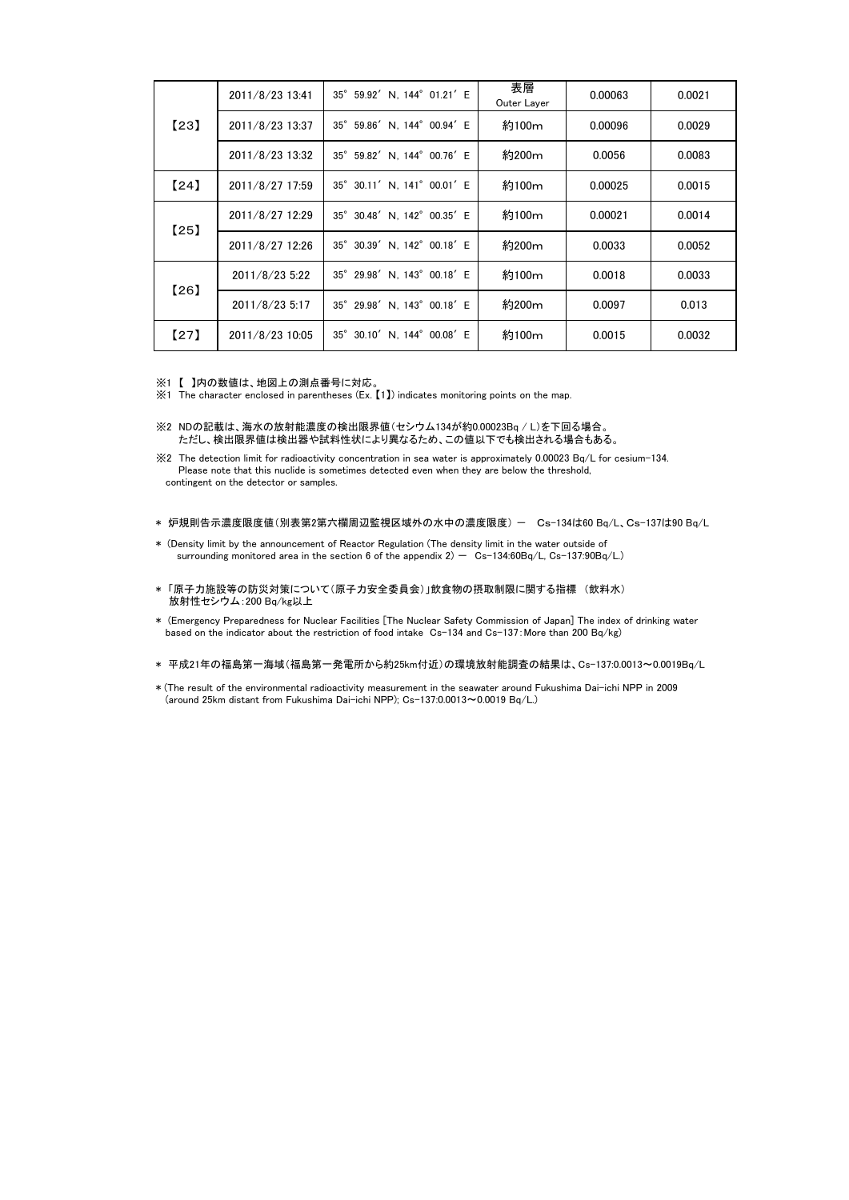| | | | | | |
|---|---|---|---|---|---|
| 【23】 | 2011/8/23 13:41 | 35° 59.92′ N, 144° 01.21′ E | 表層<br>Outer Layer | 0.00063 | 0.0021 |
| | 2011/8/23 13:37 | 35° 59.86′ N, 144° 00.94′ E | 約100m | 0.00096 | 0.0029 |
| | 2011/8/23 13:32 | 35° 59.82′ N, 144° 00.76′ E | 約200m | 0.0056 | 0.0083 |
| 【24】 | 2011/8/27 17:59 | 35° 30.11′ N, 141° 00.01′ E | 約100m | 0.00025 | 0.0015 |
| 【25】 | 2011/8/27 12:29 | 35° 30.48′ N, 142° 00.35′ E | 約100m | 0.00021 | 0.0014 |
| | 2011/8/27 12:26 | 35° 30.39′ N, 142° 00.18′ E | 約200m | 0.0033 | 0.0052 |
| 【26】 | 2011/8/23 5:22 | 35° 29.98′ N, 143° 00.18′ E | 約100m | 0.0018 | 0.0033 |
| | 2011/8/23 5:17 | 35° 29.98′ N, 143° 00.18′ E | 約200m | 0.0097 | 0.013 |
| 【27】 | 2011/8/23 10:05 | 35° 30.10′ N, 144° 00.08′ E | 約100m | 0.0015 | 0.0032 |

※1 【 】内の数値は、地図上の測点番号に対応。
※1 The character enclosed in parentheses (Ex.【1】) indicates monitoring points on the map.

※2 NDの記載は、海水の放射能濃度の検出限界値（セシウム134が約0.00023Bq / L）を下回る場合。
　　ただし、検出限界値は検出器や試料性状により異なるため、この値以下でも検出される場合もある。

※2 The detection limit for radioactivity concentration in sea water is approximately 0.00023 Bq/L for cesium-134.
Please note that this nuclide is sometimes detected even when they are below the threshold, contingent on the detector or samples.

* 炉規則告示濃度限度値（別表第2第六欄周辺監視区域外の水中の濃度限度） ー　Cs-134は60 Bq/L、Cs-137は90 Bq/L

* (Density limit by the announcement of Reactor Regulation (The density limit in the water outside of surrounding monitored area in the section 6 of the appendix 2) ー Cs-134:60Bq/L, Cs-137:90Bq/L.)

* 「原子力施設等の防災対策について（原子力安全委員会）」飲食物の摂取制限に関する指標 （飲料水）
　放射性セシウム：200 Bq/kg以上

* (Emergency Preparedness for Nuclear Facilities [The Nuclear Safety Commission of Japan] The index of drinking water based on the indicator about the restriction of food intake Cs-134 and Cs-137：More than 200 Bq/kg)

* 平成21年の福島第一海域（福島第一発電所から約25km付近）の環境放射能調査の結果は、Cs-137:0.0013～0.0019Bq/L

* (The result of the environmental radioactivity measurement in the seawater around Fukushima Dai-ichi NPP in 2009 (around 25km distant from Fukushima Dai-ichi NPP); Cs-137:0.0013～0.0019 Bq/L.)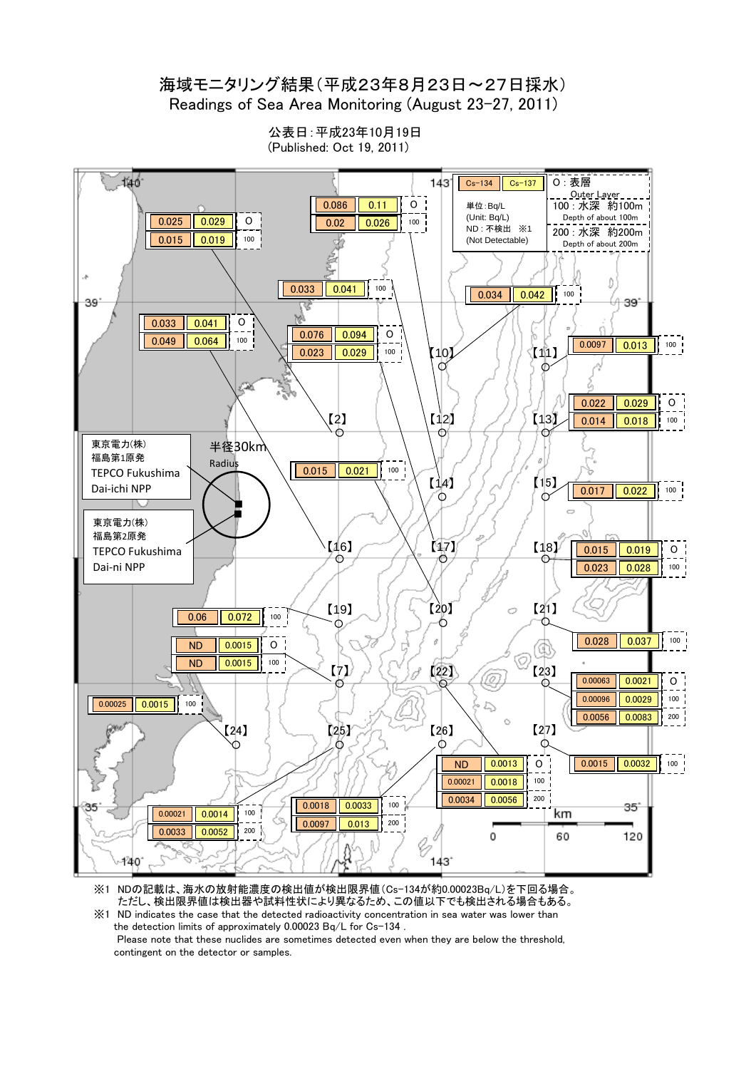# 海域モニタリング結果（平成23年8月23日～27日採水）
## Readings of Sea Area Monitoring (August 23-27, 2011)

公表日：平成23年10月19日
(Published: Oct 19, 2011)

Cs-134 Cs-137

単位：Bq/L
(Unit: Bq/L)
ND：不検出 ※1
(Not Detectable)

O：表層
Outer Layer
100：水深 約100m
Depth of about 100m
200：水深 約200m
Depth of about 200m

140°
143°
39°
35°

0.025 0.029 O
0.015 0.019 100

0.086 0.11 O
0.02 0.026 100

0.033 0.041 100

0.034 0.042 100

0.033 0.041 O
0.049 0.064 100

0.076 0.094 O
0.023 0.029 100

0.0097 0.013 100

0.022 0.029 O
0.014 0.018 100

【10】 【11】

【2】 【12】 【13】

東京電力(株)
福島第1原発
TEPCO Fukushima
Dai-ichi NPP

半径30km
Radius

0.015 0.021 100

【14】 【15】

0.017 0.022 100

東京電力(株)
福島第2原発
TEPCO Fukushima
Dai-ni NPP

【16】 【17】 【18】

0.015 0.019 O
0.023 0.028 100

【19】 【20】 【21】

0.06 0.072 100

ND 0.0015 O
ND 0.0015 100

0.028 0.037 100

【7】 【22】 【23】

0.00063 0.0021 O
0.00096 0.0029 100
0.0056 0.0083 200

0.00025 0.0015 100

【24】 【25】 【26】 【27】

ND 0.0013 O
0.00021 0.0018 100
0.0034 0.0056 200

0.0015 0.0032 100

0.0018 0.0033 100
0.0097 0.013 200

0.00021 0.0014 100
0.0033 0.0052 200

km
0 60 120

※1 NDの記載は、海水の放射能濃度の検出値が検出限界値（Cs-134が約0.00023Bq/L）を下回る場合。
ただし、検出限界値は検出器や試料性状により異なるため、この値以下でも検出される場合もある。

※1 ND indicates the case that the detected radioactivity concentration in sea water was lower than the detection limits of approximately 0.00023 Bq/L for Cs-134 .
Please note that these nuclides are sometimes detected even when they are below the threshold, contingent on the detector or samples.